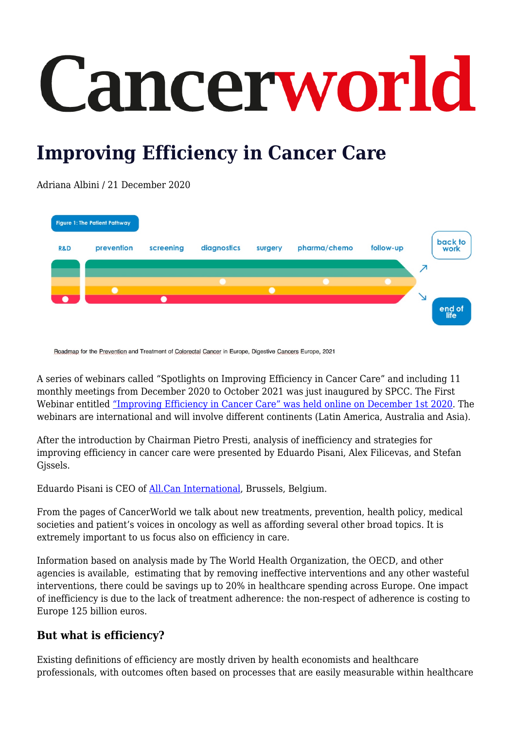# Cancerworld

# Improving Efficiency in Cancer Care

Adriana Albini / 21 December 2020

Figure 1: The Patient Pathway

R&D | prevention | screening | diagnostics | surgery | pharma/chemo | follow-up | back to work | end of life

Roadmap for the Prevention and Treatment of Colorectal Cancer in Europe, Digestive Cancers Europe, 2021

A series of webinars called "Spotlights on Improving Efficiency in Cancer Care" and including 11 monthly meetings from December 2020 to October 2021 was just inaugured by SPCC. The First Webinar entitled "Improving Efficiency in Cancer Care" was held online on December 1st 2020. The webinars are international and will involve different continents (Latin America, Australia and Asia).

After the introduction by Chairman Pietro Presti, analysis of inefficiency and strategies for improving efficiency in cancer care were presented by Eduardo Pisani, Alex Filicevas, and Stefan Gjssels.

Eduardo Pisani is CEO of All.Can International, Brussels, Belgium.

From the pages of CancerWorld we talk about new treatments, prevention, health policy, medical societies and patient's voices in oncology as well as affording several other broad topics. It is extremely important to us focus also on efficiency in care.

Information based on analysis made by The World Health Organization, the OECD, and other agencies is available, estimating that by removing ineffective interventions and any other wasteful interventions, there could be savings up to 20% in healthcare spending across Europe. One impact of inefficiency is due to the lack of treatment adherence: the non-respect of adherence is costing to Europe 125 billion euros.

## But what is efficiency?

Existing definitions of efficiency are mostly driven by health economists and healthcare professionals, with outcomes often based on processes that are easily measurable within healthcare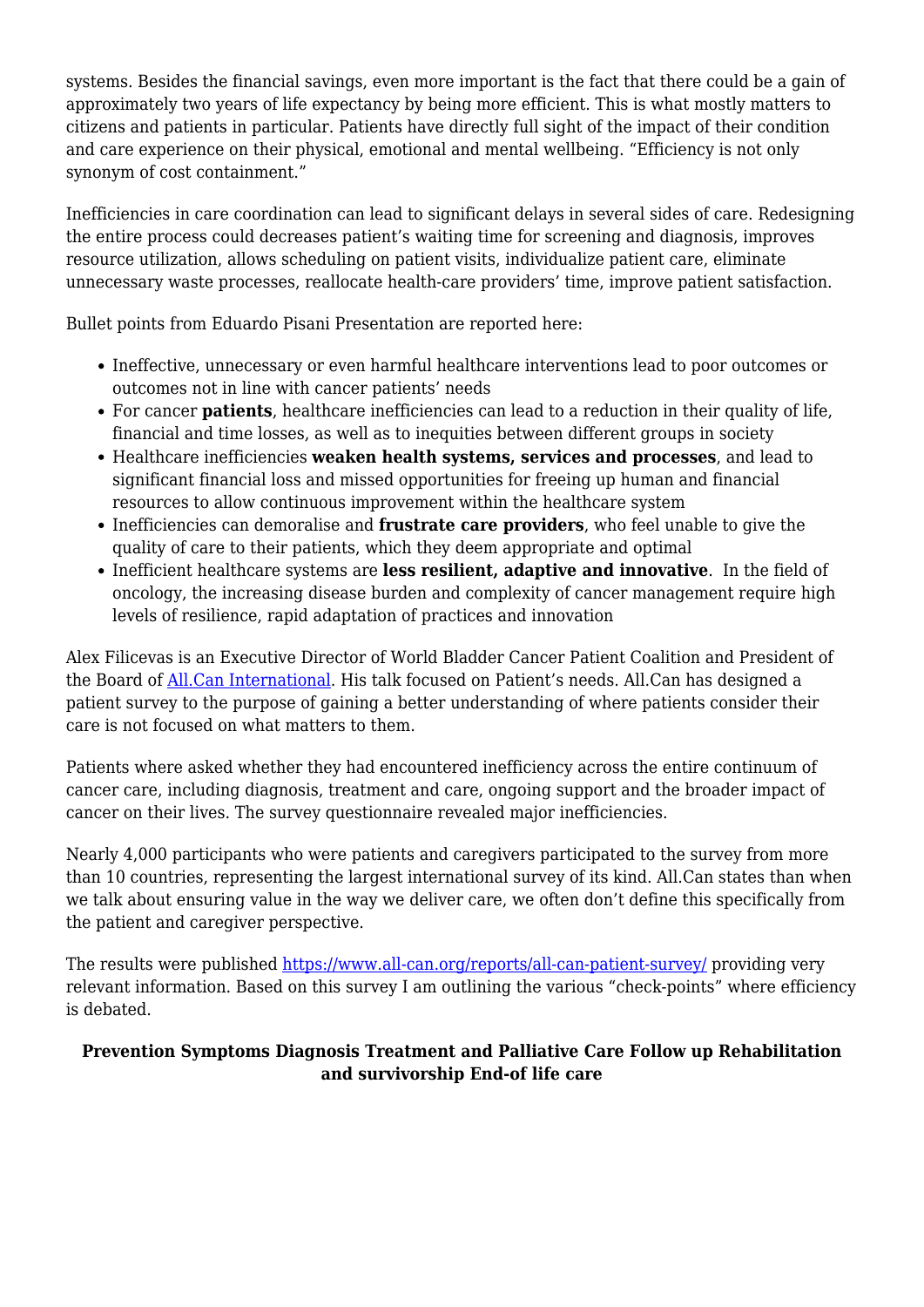systems. Besides the financial savings, even more important is the fact that there could be a gain of approximately two years of life expectancy by being more efficient. This is what mostly matters to citizens and patients in particular. Patients have directly full sight of the impact of their condition and care experience on their physical, emotional and mental wellbeing. "Efficiency is not only synonym of cost containment."

Inefficiencies in care coordination can lead to significant delays in several sides of care. Redesigning the entire process could decreases patient's waiting time for screening and diagnosis, improves resource utilization, allows scheduling on patient visits, individualize patient care, eliminate unnecessary waste processes, reallocate health-care providers' time, improve patient satisfaction.

Bullet points from Eduardo Pisani Presentation are reported here:

- Ineffective, unnecessary or even harmful healthcare interventions lead to poor outcomes or outcomes not in line with cancer patients' needs
- For cancer **patients**, healthcare inefficiencies can lead to a reduction in their quality of life, financial and time losses, as well as to inequities between different groups in society
- Healthcare inefficiencies **weaken health systems, services and processes**, and lead to significant financial loss and missed opportunities for freeing up human and financial resources to allow continuous improvement within the healthcare system
- Inefficiencies can demoralise and **frustrate care providers**, who feel unable to give the quality of care to their patients, which they deem appropriate and optimal
- Inefficient healthcare systems are **less resilient, adaptive and innovative**. In the field of oncology, the increasing disease burden and complexity of cancer management require high levels of resilience, rapid adaptation of practices and innovation

Alex Filicevas is an Executive Director of World Bladder Cancer Patient Coalition and President of the Board of [All.Can International](). His talk focused on Patient's needs. All.Can has designed a patient survey to the purpose of gaining a better understanding of where patients consider their care is not focused on what matters to them.

Patients where asked whether they had encountered inefficiency across the entire continuum of cancer care, including diagnosis, treatment and care, ongoing support and the broader impact of cancer on their lives. The survey questionnaire revealed major inefficiencies.

Nearly 4,000 participants who were patients and caregivers participated to the survey from more than 10 countries, representing the largest international survey of its kind. All.Can states than when we talk about ensuring value in the way we deliver care, we often don't define this specifically from the patient and caregiver perspective.

The results were published [https://www.all-can.org/reports/all-can-patient-survey/](https://www.all-can.org/reports/all-can-patient-survey/) providing very relevant information. Based on this survey I am outlining the various "check-points" where efficiency is debated.

**Prevention Symptoms Diagnosis Treatment and Palliative Care Follow up Rehabilitation and survivorship End-of life care**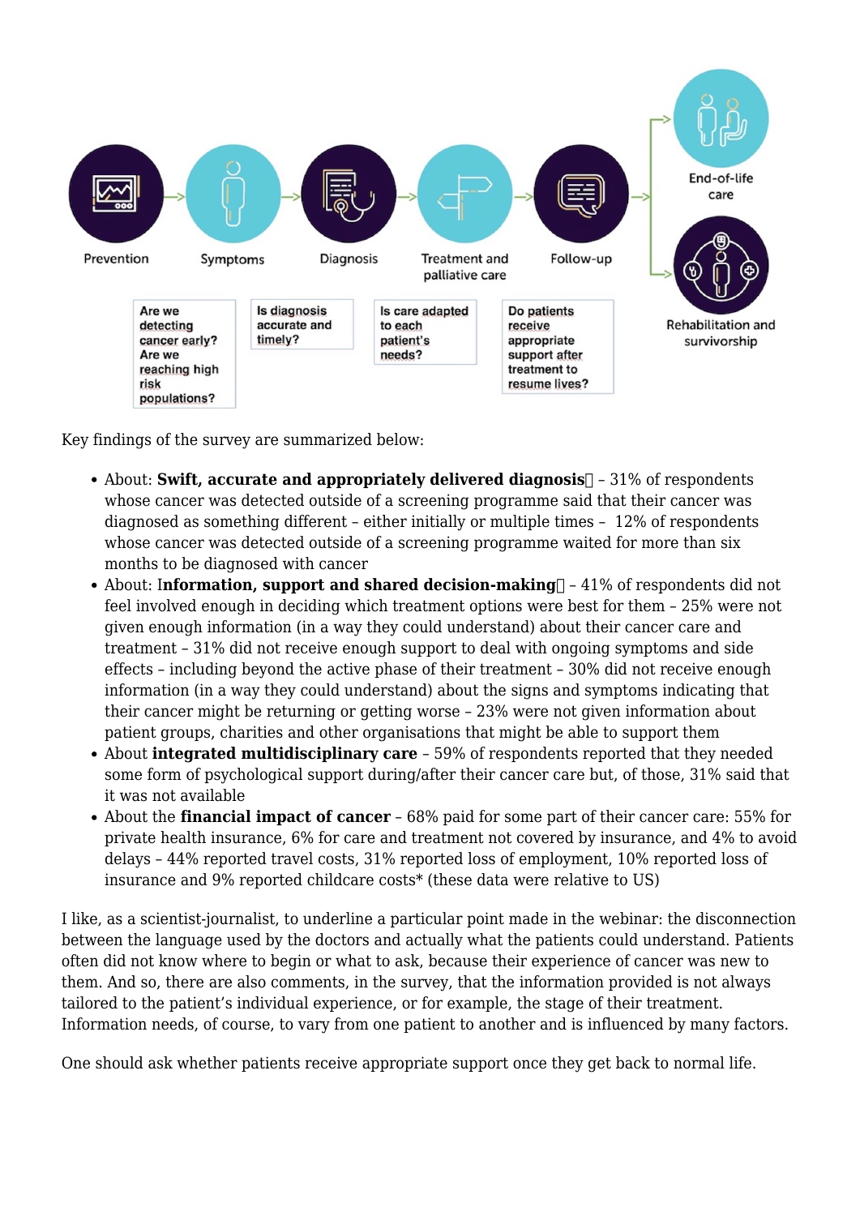Key findings of the survey are summarized below:

- About: **Swift, accurate and appropriately delivered diagnosis** – 31% of respondents whose cancer was detected outside of a screening programme said that their cancer was diagnosed as something different – either initially or multiple times – 12% of respondents whose cancer was detected outside of a screening programme waited for more than six months to be diagnosed with cancer
- About: I**nformation, support and shared decision-making** – 41% of respondents did not feel involved enough in deciding which treatment options were best for them – 25% were not given enough information (in a way they could understand) about their cancer care and treatment – 31% did not receive enough support to deal with ongoing symptoms and side effects – including beyond the active phase of their treatment – 30% did not receive enough information (in a way they could understand) about the signs and symptoms indicating that their cancer might be returning or getting worse – 23% were not given information about patient groups, charities and other organisations that might be able to support them
- About **integrated multidisciplinary care** – 59% of respondents reported that they needed some form of psychological support during/after their cancer care but, of those, 31% said that it was not available
- About the **financial impact of cancer** – 68% paid for some part of their cancer care: 55% for private health insurance, 6% for care and treatment not covered by insurance, and 4% to avoid delays – 44% reported travel costs, 31% reported loss of employment, 10% reported loss of insurance and 9% reported childcare costs* (these data were relative to US)

I like, as a scientist-journalist, to underline a particular point made in the webinar: the disconnection between the language used by the doctors and actually what the patients could understand. Patients often did not know where to begin or what to ask, because their experience of cancer was new to them. And so, there are also comments, in the survey, that the information provided is not always tailored to the patient's individual experience, or for example, the stage of their treatment. Information needs, of course, to vary from one patient to another and is influenced by many factors.

One should ask whether patients receive appropriate support once they get back to normal life.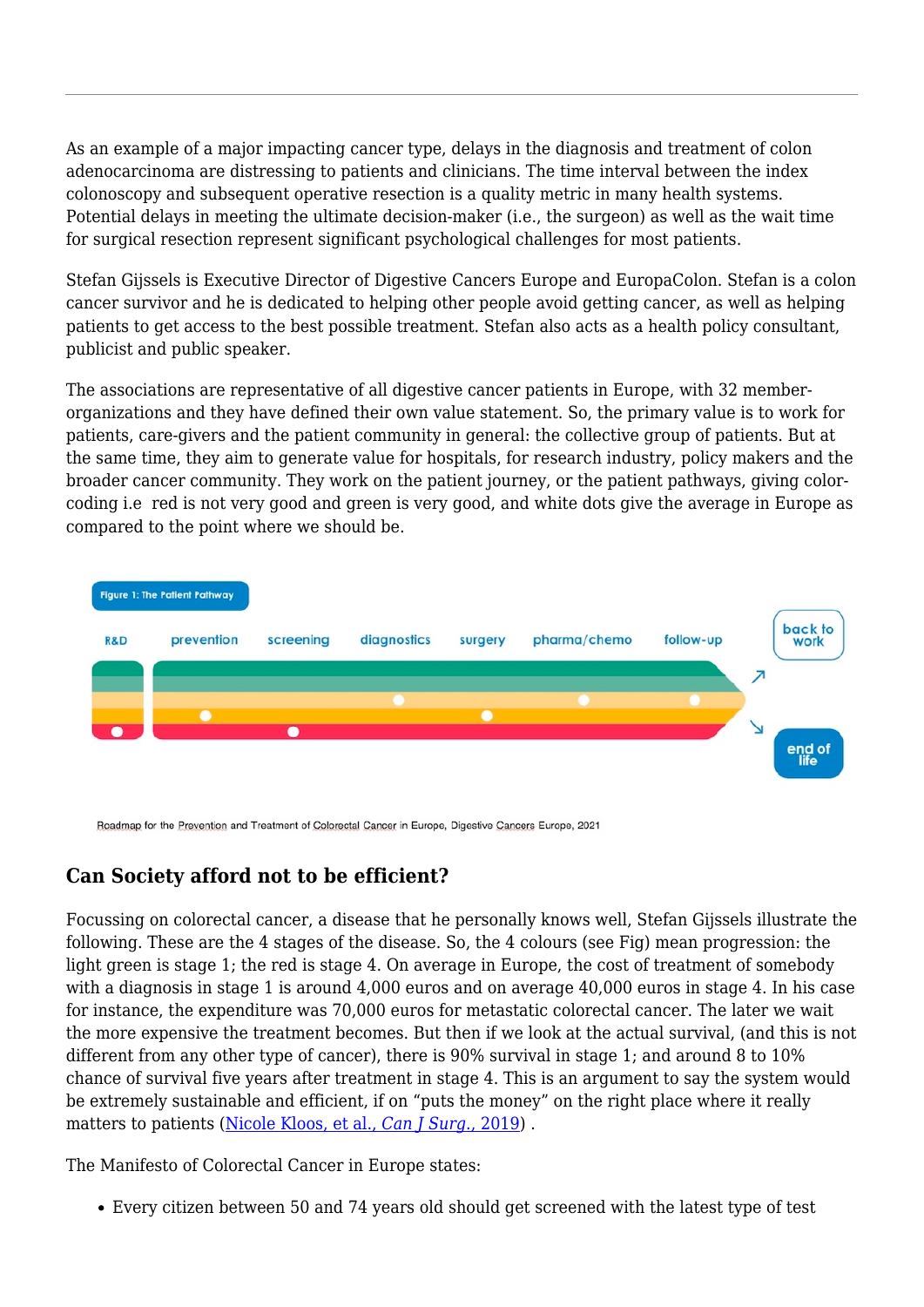As an example of a major impacting cancer type, delays in the diagnosis and treatment of colon adenocarcinoma are distressing to patients and clinicians. The time interval between the index colonoscopy and subsequent operative resection is a quality metric in many health systems. Potential delays in meeting the ultimate decision-maker (i.e., the surgeon) as well as the wait time for surgical resection represent significant psychological challenges for most patients.

Stefan Gijssels is Executive Director of Digestive Cancers Europe and EuropaColon. Stefan is a colon cancer survivor and he is dedicated to helping other people avoid getting cancer, as well as helping patients to get access to the best possible treatment. Stefan also acts as a health policy consultant, publicist and public speaker.

The associations are representative of all digestive cancer patients in Europe, with 32 member-organizations and they have defined their own value statement. So, the primary value is to work for patients, care-givers and the patient community in general: the collective group of patients. But at the same time, they aim to generate value for hospitals, for research industry, policy makers and the broader cancer community. They work on the patient journey, or the patient pathways, giving color-coding i.e  red is not very good and green is very good, and white dots give the average in Europe as compared to the point where we should be.

Figure 1: The Patient Pathway

R&D | prevention | screening | diagnostics | surgery | pharma/chemo | follow-up | back to work | end of life

Roadmap for the Prevention and Treatment of Colorectal Cancer in Europe, Digestive Cancers Europe, 2021

## Can Society afford not to be efficient?

Focussing on colorectal cancer, a disease that he personally knows well, Stefan Gijssels illustrate the following. These are the 4 stages of the disease. So, the 4 colours (see Fig) mean progression: the light green is stage 1; the red is stage 4. On average in Europe, the cost of treatment of somebody with a diagnosis in stage 1 is around 4,000 euros and on average 40,000 euros in stage 4. In his case for instance, the expenditure was 70,000 euros for metastatic colorectal cancer. The later we wait the more expensive the treatment becomes. But then if we look at the actual survival, (and this is not different from any other type of cancer), there is 90% survival in stage 1; and around 8 to 10% chance of survival five years after treatment in stage 4. This is an argument to say the system would be extremely sustainable and efficient, if on "puts the money" on the right place where it really matters to patients ([Nicole Kloos, et al., *Can J Surg.*, 2019](#)) .

The Manifesto of Colorectal Cancer in Europe states:

- Every citizen between 50 and 74 years old should get screened with the latest type of test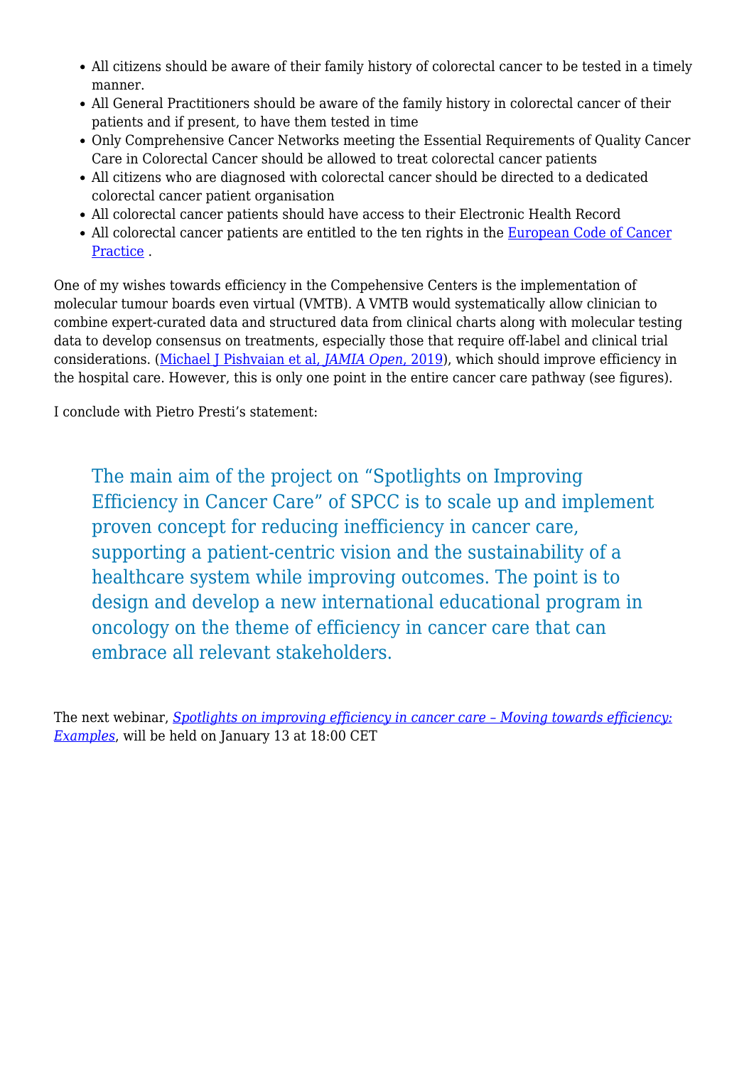- All citizens should be aware of their family history of colorectal cancer to be tested in a timely manner.
- All General Practitioners should be aware of the family history in colorectal cancer of their patients and if present, to have them tested in time
- Only Comprehensive Cancer Networks meeting the Essential Requirements of Quality Cancer Care in Colorectal Cancer should be allowed to treat colorectal cancer patients
- All citizens who are diagnosed with colorectal cancer should be directed to a dedicated colorectal cancer patient organisation
- All colorectal cancer patients should have access to their Electronic Health Record
- All colorectal cancer patients are entitled to the ten rights in the European Code of Cancer Practice .

One of my wishes towards efficiency in the Compehensive Centers is the implementation of molecular tumour boards even virtual (VMTB). A VMTB would systematically allow clinician to combine expert-curated data and structured data from clinical charts along with molecular testing data to develop consensus on treatments, especially those that require off-label and clinical trial considerations. (Michael J Pishvaian et al, *JAMIA Open*, 2019), which should improve efficiency in the hospital care. However, this is only one point in the entire cancer care pathway (see figures).

I conclude with Pietro Presti's statement:

> The main aim of the project on "Spotlights on Improving Efficiency in Cancer Care" of SPCC is to scale up and implement proven concept for reducing inefficiency in cancer care, supporting a patient-centric vision and the sustainability of a healthcare system while improving outcomes. The point is to design and develop a new international educational program in oncology on the theme of efficiency in cancer care that can embrace all relevant stakeholders.

The next webinar, *Spotlights on improving efficiency in cancer care – Moving towards efficiency: Examples*, will be held on January 13 at 18:00 CET